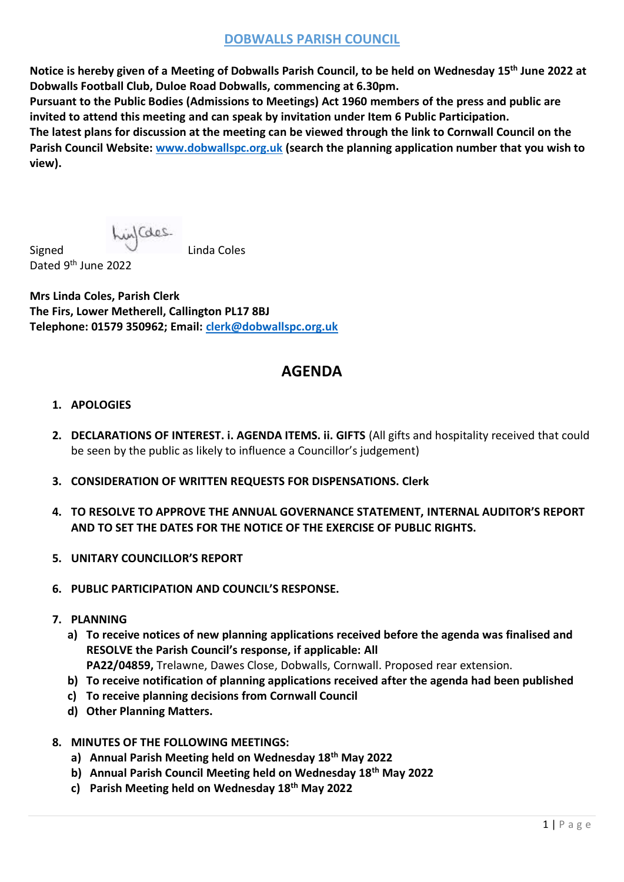# DOBWALLS PARISH COUNCIL

**Notice is hereby given of a Meeting of Dobwalls Parish Council, to be held on Wednesday 15th June 2022 at Dobwalls Football Club, Duloe Road Dobwalls, commencing at 6.30pm.**
**Pursuant to the Public Bodies (Admissions to Meetings) Act 1960 members of the press and public are invited to attend this meeting and can speak by invitation under Item 6 Public Participation.**
**The latest plans for discussion at the meeting can be viewed through the link to Cornwall Council on the Parish Council Website: www.dobwallspc.org.uk (search the planning application number that you wish to view).**

Signed Linda Coles
Dated 9th June 2022

**Mrs Linda Coles, Parish Clerk**
**The Firs, Lower Metherell, Callington PL17 8BJ**
**Telephone: 01579 350962; Email: clerk@dobwallspc.org.uk**

## AGENDA

1. **APOLOGIES**

2. **DECLARATIONS OF INTEREST. i. AGENDA ITEMS. ii. GIFTS** (All gifts and hospitality received that could be seen by the public as likely to influence a Councillor's judgement)

3. **CONSIDERATION OF WRITTEN REQUESTS FOR DISPENSATIONS. Clerk**

4. **TO RESOLVE TO APPROVE THE ANNUAL GOVERNANCE STATEMENT, INTERNAL AUDITOR'S REPORT AND TO SET THE DATES FOR THE NOTICE OF THE EXERCISE OF PUBLIC RIGHTS.**

5. **UNITARY COUNCILLOR'S REPORT**

6. **PUBLIC PARTICIPATION AND COUNCIL'S RESPONSE.**

7. **PLANNING**
   a) **To receive notices of new planning applications received before the agenda was finalised and RESOLVE the Parish Council's response, if applicable: All**
      **PA22/04859,** Trelawne, Dawes Close, Dobwalls, Cornwall. Proposed rear extension.
   b) **To receive notification of planning applications received after the agenda had been published**
   c) **To receive planning decisions from Cornwall Council**
   d) **Other Planning Matters.**

8. **MINUTES OF THE FOLLOWING MEETINGS:**
   a) **Annual Parish Meeting held on Wednesday 18th May 2022**
   b) **Annual Parish Council Meeting held on Wednesday 18th May 2022**
   c) **Parish Meeting held on Wednesday 18th May 2022**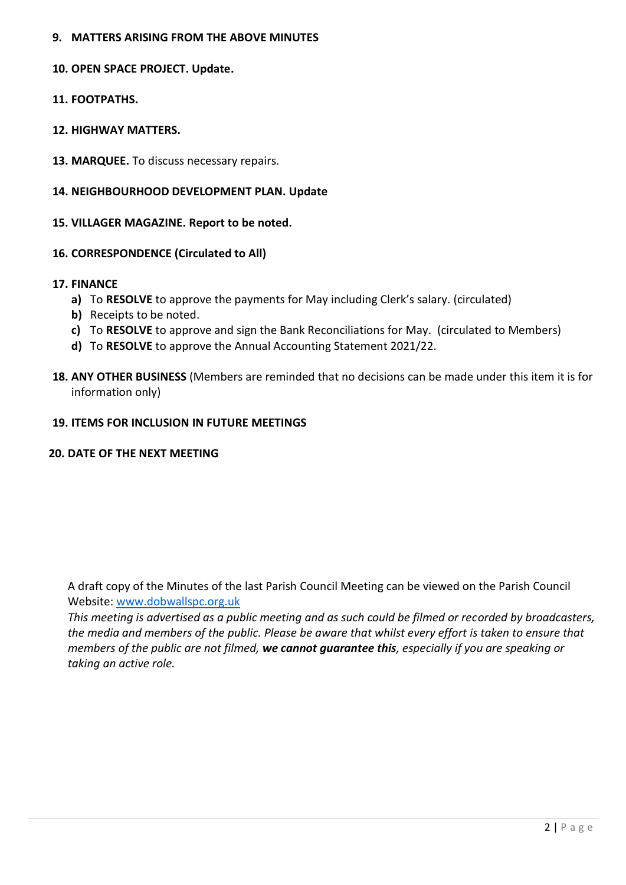**9. MATTERS ARISING FROM THE ABOVE MINUTES**

**10. OPEN SPACE PROJECT. Update.**

**11. FOOTPATHS.**

**12. HIGHWAY MATTERS.**

**13. MARQUEE.** To discuss necessary repairs.

**14. NEIGHBOURHOOD DEVELOPMENT PLAN. Update**

**15. VILLAGER MAGAZINE. Report to be noted.**

**16. CORRESPONDENCE (Circulated to All)**

**17. FINANCE**

- **a)** To **RESOLVE** to approve the payments for May including Clerk's salary. (circulated)
- **b)** Receipts to be noted.
- **c)** To **RESOLVE** to approve and sign the Bank Reconciliations for May. (circulated to Members)
- **d)** To **RESOLVE** to approve the Annual Accounting Statement 2021/22.

**18. ANY OTHER BUSINESS** (Members are reminded that no decisions can be made under this item it is for information only)

**19. ITEMS FOR INCLUSION IN FUTURE MEETINGS**

**20. DATE OF THE NEXT MEETING**

A draft copy of the Minutes of the last Parish Council Meeting can be viewed on the Parish Council Website: [www.dobwallspc.org.uk](http://www.dobwallspc.org.uk)

*This meeting is advertised as a public meeting and as such could be filmed or recorded by broadcasters, the media and members of the public. Please be aware that whilst every effort is taken to ensure that members of the public are not filmed,* ***we cannot guarantee this****, especially if you are speaking or taking an active role.*